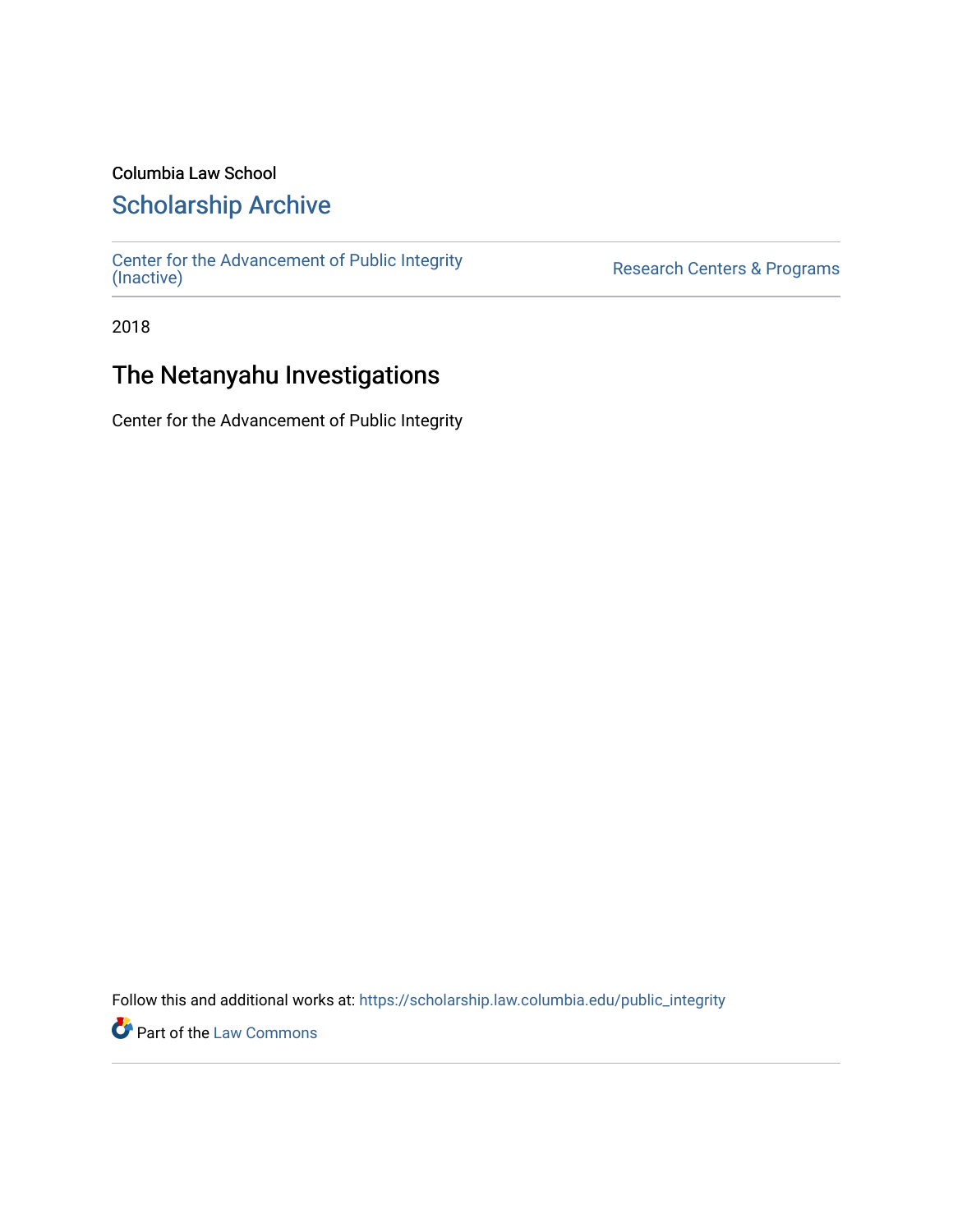Columbia Law School

## Scholarship Archive

Center for the Advancement of Public Integrity (Inactive)

Research Centers & Programs

2018

# The Netanyahu Investigations

Center for the Advancement of Public Integrity

Follow this and additional works at: https://scholarship.law.columbia.edu/public_integrity

Part of the Law Commons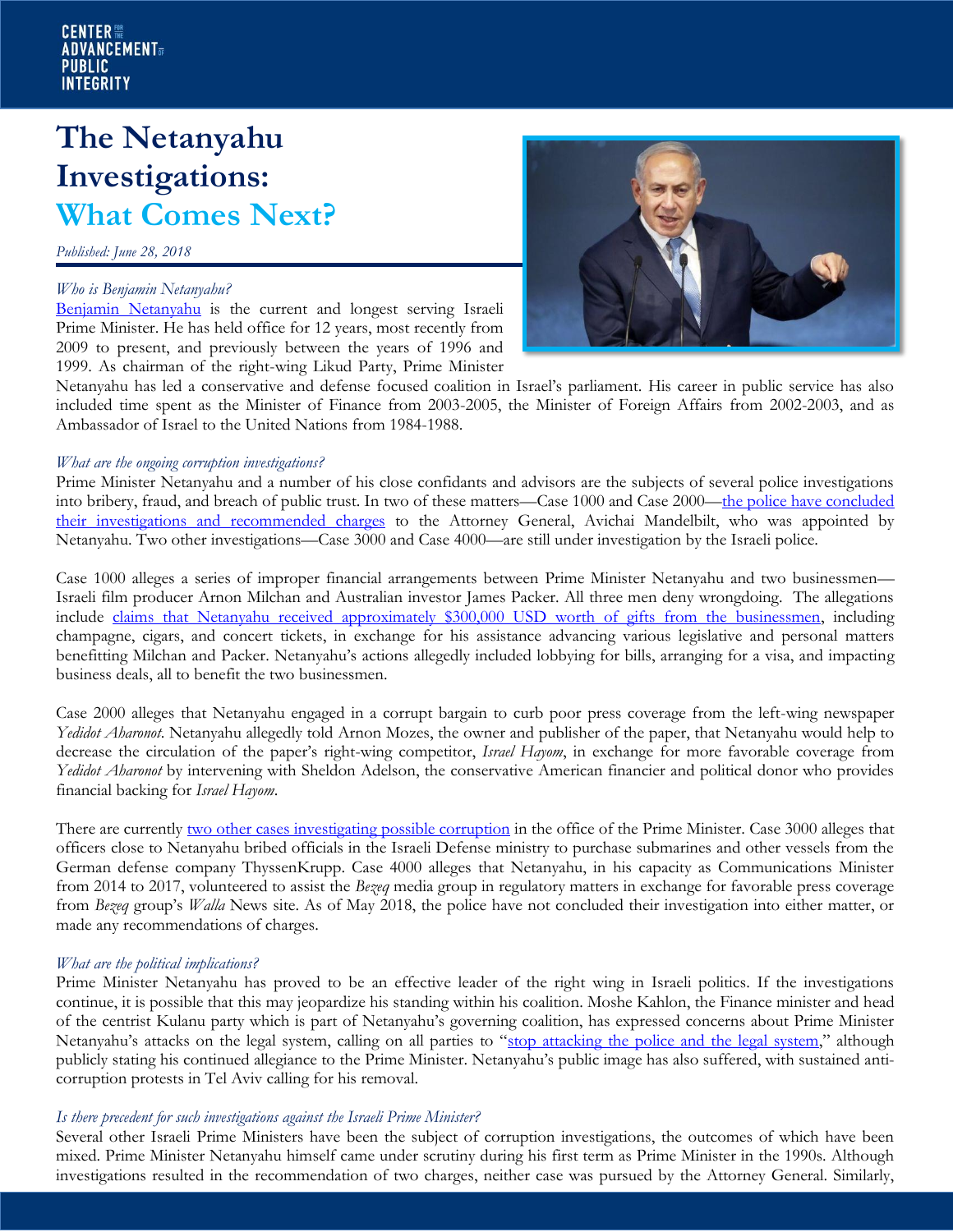# The Netanyahu Investigations: What Comes Next?

*Published: June 28, 2018*

*Who is Benjamin Netanyahu?*

[Benjamin Netanyahu] is the current and longest serving Israeli Prime Minister. He has held office for 12 years, most recently from 2009 to present, and previously between the years of 1996 and 1999. As chairman of the right-wing Likud Party, Prime Minister Netanyahu has led a conservative and defense focused coalition in Israel's parliament. His career in public service has also included time spent as the Minister of Finance from 2003-2005, the Minister of Foreign Affairs from 2002-2003, and as Ambassador of Israel to the United Nations from 1984-1988.

*What are the ongoing corruption investigations?*

Prime Minister Netanyahu and a number of his close confidants and advisors are the subjects of several police investigations into bribery, fraud, and breach of public trust. In two of these matters—Case 1000 and Case 2000—the police have concluded their investigations and recommended charges to the Attorney General, Avichai Mandelbilt, who was appointed by Netanyahu. Two other investigations—Case 3000 and Case 4000—are still under investigation by the Israeli police.

Case 1000 alleges a series of improper financial arrangements between Prime Minister Netanyahu and two businessmen—Israeli film producer Arnon Milchan and Australian investor James Packer. All three men deny wrongdoing. The allegations include claims that Netanyahu received approximately $300,000 USD worth of gifts from the businessmen, including champagne, cigars, and concert tickets, in exchange for his assistance advancing various legislative and personal matters benefitting Milchan and Packer. Netanyahu's actions allegedly included lobbying for bills, arranging for a visa, and impacting business deals, all to benefit the two businessmen.

Case 2000 alleges that Netanyahu engaged in a corrupt bargain to curb poor press coverage from the left-wing newspaper *Yedidot Aharonot*. Netanyahu allegedly told Arnon Mozes, the owner and publisher of the paper, that Netanyahu would help to decrease the circulation of the paper's right-wing competitor, *Israel Hayom*, in exchange for more favorable coverage from *Yedidot Aharonot* by intervening with Sheldon Adelson, the conservative American financier and political donor who provides financial backing for *Israel Hayom*.

There are currently two other cases investigating possible corruption in the office of the Prime Minister. Case 3000 alleges that officers close to Netanyahu bribed officials in the Israeli Defense ministry to purchase submarines and other vessels from the German defense company ThyssenKrupp. Case 4000 alleges that Netanyahu, in his capacity as Communications Minister from 2014 to 2017, volunteered to assist the *Bezeq* media group in regulatory matters in exchange for favorable press coverage from *Bezeq* group's *Walla* News site. As of May 2018, the police have not concluded their investigation into either matter, or made any recommendations of charges.

*What are the political implications?*

Prime Minister Netanyahu has proved to be an effective leader of the right wing in Israeli politics. If the investigations continue, it is possible that this may jeopardize his standing within his coalition. Moshe Kahlon, the Finance minister and head of the centrist Kulanu party which is part of Netanyahu's governing coalition, has expressed concerns about Prime Minister Netanyahu's attacks on the legal system, calling on all parties to "stop attacking the police and the legal system," although publicly stating his continued allegiance to the Prime Minister. Netanyahu's public image has also suffered, with sustained anti-corruption protests in Tel Aviv calling for his removal.

*Is there precedent for such investigations against the Israeli Prime Minister?*

Several other Israeli Prime Ministers have been the subject of corruption investigations, the outcomes of which have been mixed. Prime Minister Netanyahu himself came under scrutiny during his first term as Prime Minister in the 1990s. Although investigations resulted in the recommendation of two charges, neither case was pursued by the Attorney General. Similarly,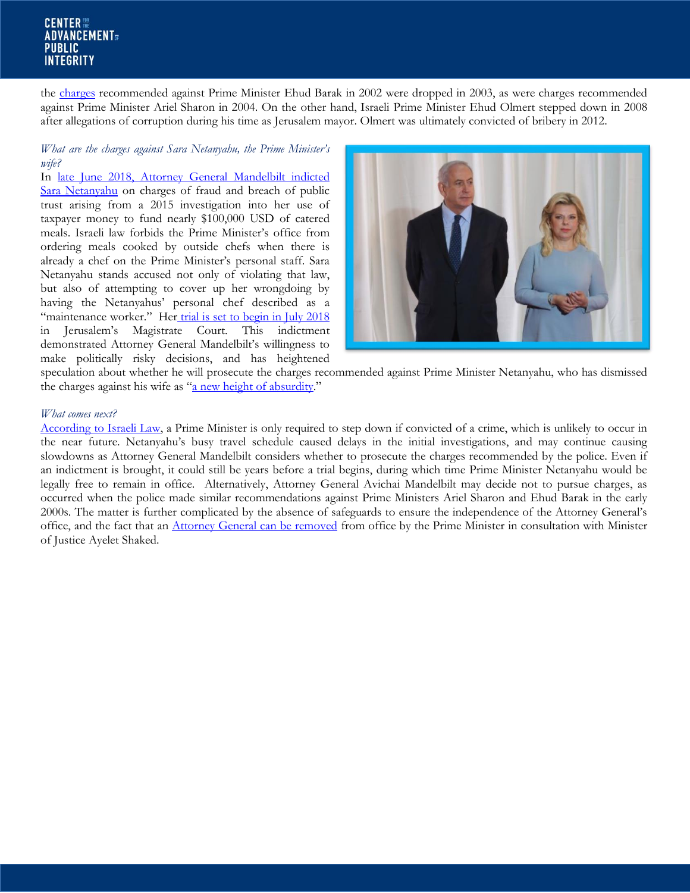the charges recommended against Prime Minister Ehud Barak in 2002 were dropped in 2003, as were charges recommended against Prime Minister Ariel Sharon in 2004. On the other hand, Israeli Prime Minister Ehud Olmert stepped down in 2008 after allegations of corruption during his time as Jerusalem mayor. Olmert was ultimately convicted of bribery in 2012.

*What are the charges against Sara Netanyahu, the Prime Minister's wife?*

In late June 2018, Attorney General Mandelbilt indicted Sara Netanyahu on charges of fraud and breach of public trust arising from a 2015 investigation into her use of taxpayer money to fund nearly $100,000 USD of catered meals. Israeli law forbids the Prime Minister's office from ordering meals cooked by outside chefs when there is already a chef on the Prime Minister's personal staff. Sara Netanyahu stands accused not only of violating that law, but also of attempting to cover up her wrongdoing by having the Netanyahus' personal chef described as a "maintenance worker." Her trial is set to begin in July 2018 in Jerusalem's Magistrate Court. This indictment demonstrated Attorney General Mandelbilt's willingness to make politically risky decisions, and has heightened speculation about whether he will prosecute the charges recommended against Prime Minister Netanyahu, who has dismissed the charges against his wife as "a new height of absurdity."

*What comes next?*

According to Israeli Law, a Prime Minister is only required to step down if convicted of a crime, which is unlikely to occur in the near future. Netanyahu's busy travel schedule caused delays in the initial investigations, and may continue causing slowdowns as Attorney General Mandelbilt considers whether to prosecute the charges recommended by the police. Even if an indictment is brought, it could still be years before a trial begins, during which time Prime Minister Netanyahu would be legally free to remain in office. Alternatively, Attorney General Avichai Mandelbilt may decide not to pursue charges, as occurred when the police made similar recommendations against Prime Ministers Ariel Sharon and Ehud Barak in the early 2000s. The matter is further complicated by the absence of safeguards to ensure the independence of the Attorney General's office, and the fact that an Attorney General can be removed from office by the Prime Minister in consultation with Minister of Justice Ayelet Shaked.